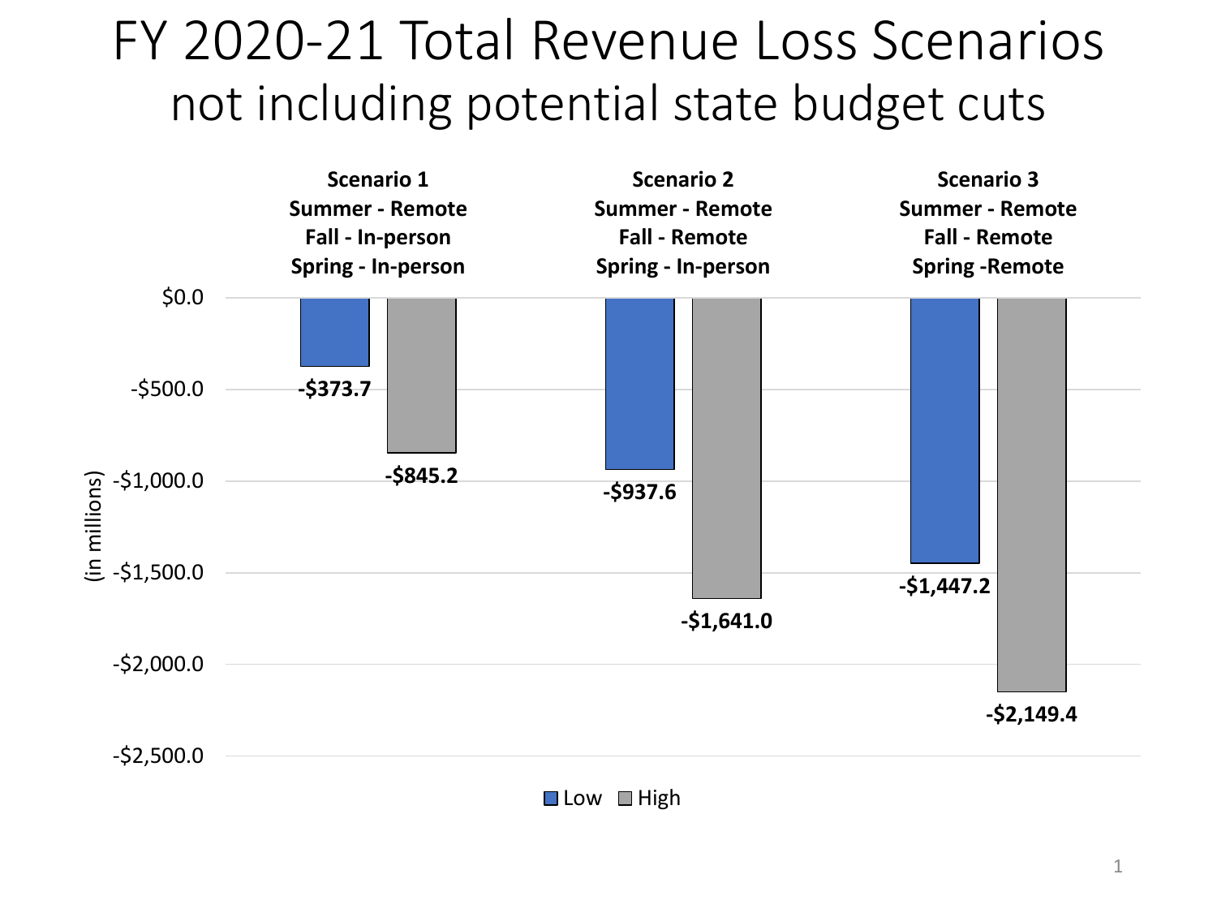# FY 2020-21 Total Revenue Loss Scenarios

## not including potential state budget cuts

(in millions)

| | Scenario 1<br>Summer - Remote<br>Fall - In-person<br>Spring - In-person | Scenario 2<br>Summer - Remote<br>Fall - Remote<br>Spring - In-person | Scenario 3<br>Summer - Remote<br>Fall - Remote<br>Spring -Remote |
|---|---|---|---|
| Low | -$373.7 | -$937.6 | -$1,447.2 |
| High | -$845.2 | -$1,641.0 | -$2,149.4 |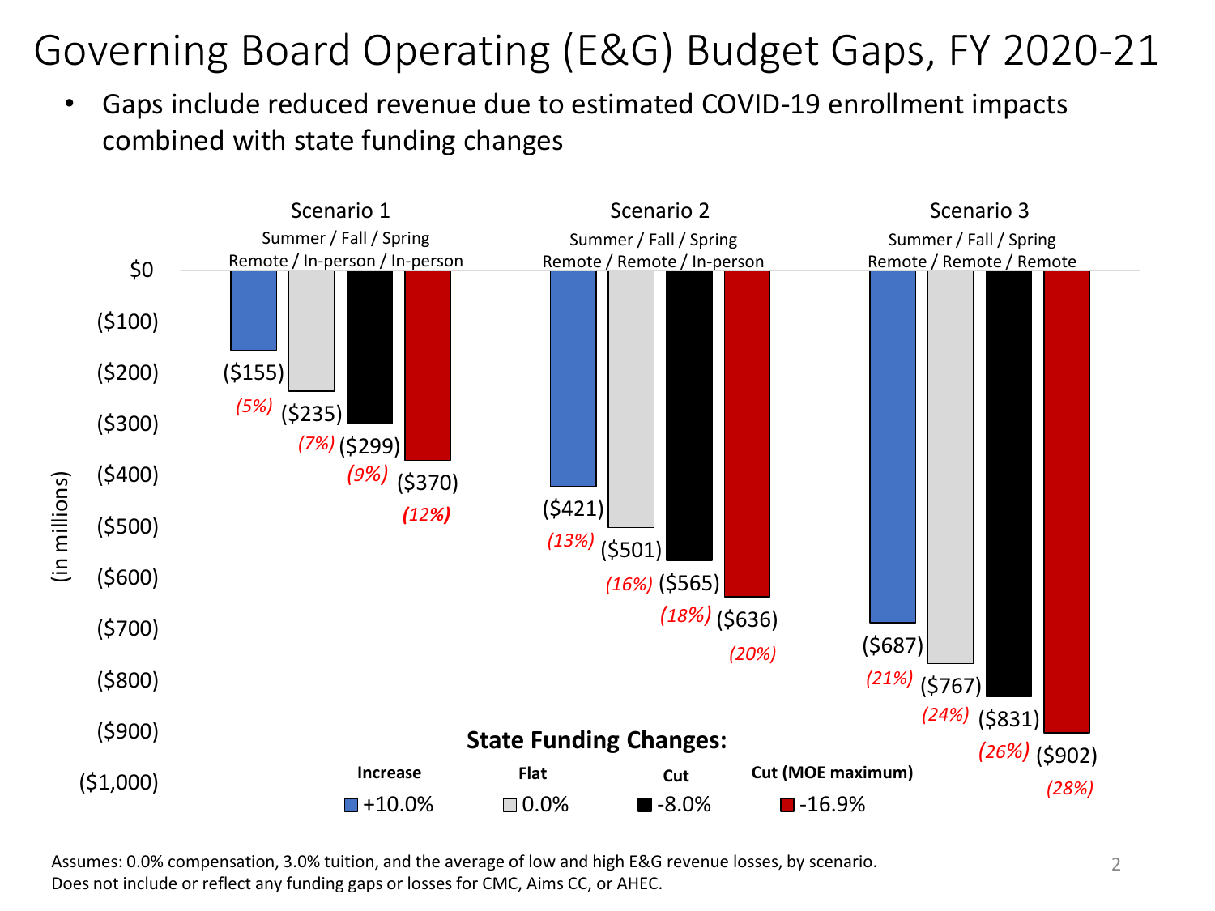# Governing Board Operating (E&G) Budget Gaps, FY 2020-21

- Gaps include reduced revenue due to estimated COVID-19 enrollment impacts combined with state funding changes

Scenario 1
Summer / Fall / Spring
Remote / In-person / In-person

($155) (5%)
($235) (7%)
($299) (9%)
($370) (12%)

Scenario 2
Summer / Fall / Spring
Remote / Remote / In-person

($421) (13%)
($501) (16%)
($565) (18%)
($636) (20%)

Scenario 3
Summer / Fall / Spring
Remote / Remote / Remote

($687) (21%)
($767) (24%)
($831) (26%)
($902) (28%)

(in millions)

$0
($100)
($200)
($300)
($400)
($500)
($600)
($700)
($800)
($900)
($1,000)

**State Funding Changes:**

**Increase** +10.0%
**Flat** 0.0%
**Cut** -8.0%
**Cut (MOE maximum)** -16.9%

Assumes: 0.0% compensation, 3.0% tuition, and the average of low and high E&G revenue losses, by scenario.
Does not include or reflect any funding gaps or losses for CMC, Aims CC, or AHEC.